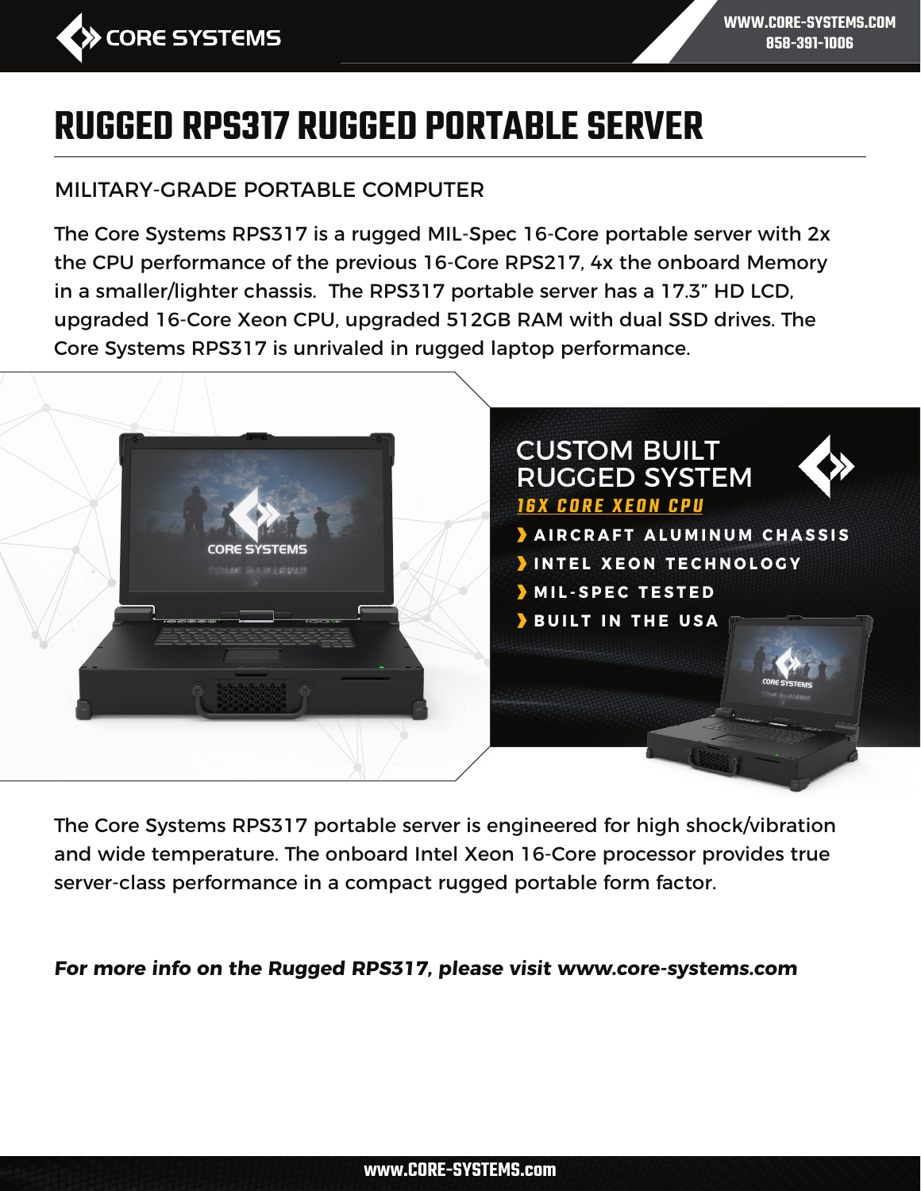# RUGGED RPS317 RUGGED PORTABLE SERVER

## MILITARY-GRADE PORTABLE COMPUTER

The Core Systems RPS317 is a rugged MIL-Spec 16-Core portable server with 2x the CPU performance of the previous 16-Core RPS217, 4x the onboard Memory in a smaller/lighter chassis. The RPS317 portable server has a 17.3" HD LCD, upgraded 16-Core Xeon CPU, upgraded 512GB RAM with dual SSD drives. The Core Systems RPS317 is unrivaled in rugged laptop performance.

### CUSTOM BUILT RUGGED SYSTEM

**16X CORE XEON CPU**

- AIRCRAFT ALUMINUM CHASSIS
- INTEL XEON TECHNOLOGY
- MIL-SPEC TESTED
- BUILT IN THE USA

The Core Systems RPS317 portable server is engineered for high shock/vibration and wide temperature. The onboard Intel Xeon 16-Core processor provides true server-class performance in a compact rugged portable form factor.

***For more info on the Rugged RPS317, please visit www.core-systems.com***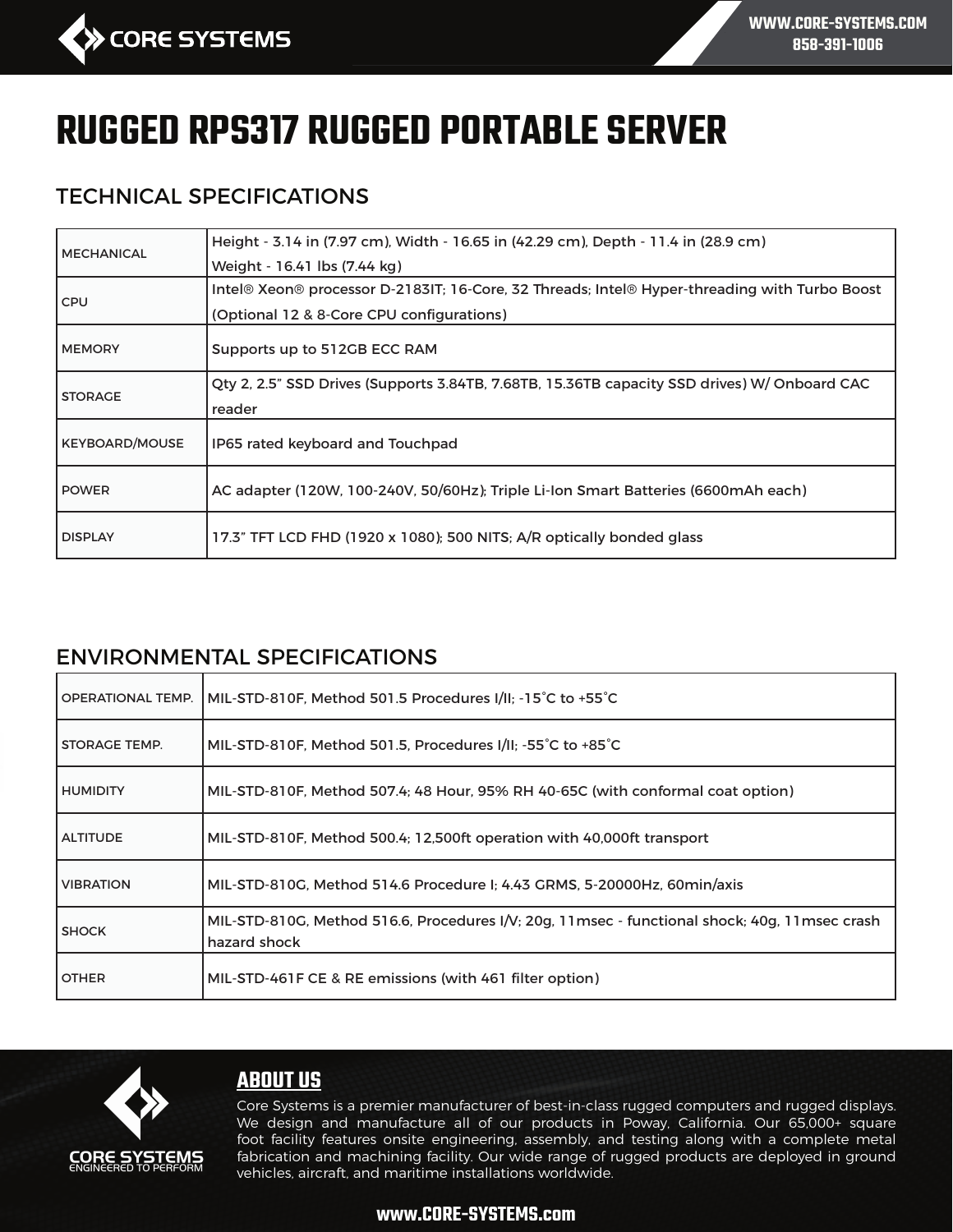# RUGGED RPS317 RUGGED PORTABLE SERVER

## TECHNICAL SPECIFICATIONS

| | |
|---|---|
| MECHANICAL | Height - 3.14 in (7.97 cm), Width - 16.65 in (42.29 cm), Depth - 11.4 in (28.9 cm)<br>Weight - 16.41 lbs (7.44 kg) |
| CPU | Intel® Xeon® processor D-2183IT; 16-Core, 32 Threads; Intel® Hyper-threading with Turbo Boost (Optional 12 & 8-Core CPU configurations) |
| MEMORY | Supports up to 512GB ECC RAM |
| STORAGE | Qty 2, 2.5" SSD Drives (Supports 3.84TB, 7.68TB, 15.36TB capacity SSD drives) W/ Onboard CAC reader |
| KEYBOARD/MOUSE | IP65 rated keyboard and Touchpad |
| POWER | AC adapter (120W, 100-240V, 50/60Hz); Triple Li-Ion Smart Batteries (6600mAh each) |
| DISPLAY | 17.3" TFT LCD FHD (1920 x 1080); 500 NITS; A/R optically bonded glass |

## ENVIRONMENTAL SPECIFICATIONS

| | |
|---|---|
| OPERATIONAL TEMP. | MIL-STD-810F, Method 501.5 Procedures I/II; -15˚C to +55˚C |
| STORAGE TEMP. | MIL-STD-810F, Method 501.5, Procedures I/II; -55˚C to +85˚C |
| HUMIDITY | MIL-STD-810F, Method 507.4; 48 Hour, 95% RH 40-65C (with conformal coat option) |
| ALTITUDE | MIL-STD-810F, Method 500.4; 12,500ft operation with 40,000ft transport |
| VIBRATION | MIL-STD-810G, Method 514.6 Procedure I; 4.43 GRMS, 5-20000Hz, 60min/axis |
| SHOCK | MIL-STD-810G, Method 516.6, Procedures I/V; 20g, 11msec - functional shock; 40g, 11msec crash hazard shock |
| OTHER | MIL-STD-461F CE & RE emissions (with 461 filter option) |

CORE SYSTEMS
ENGINEERED TO PERFORM

## ABOUT US

Core Systems is a premier manufacturer of best-in-class rugged computers and rugged displays. We design and manufacture all of our products in Poway, California. Our 65,000+ square foot facility features onsite engineering, assembly, and testing along with a complete metal fabrication and machining facility. Our wide range of rugged products are deployed in ground vehicles, aircraft, and maritime installations worldwide.

www.CORE-SYSTEMS.com